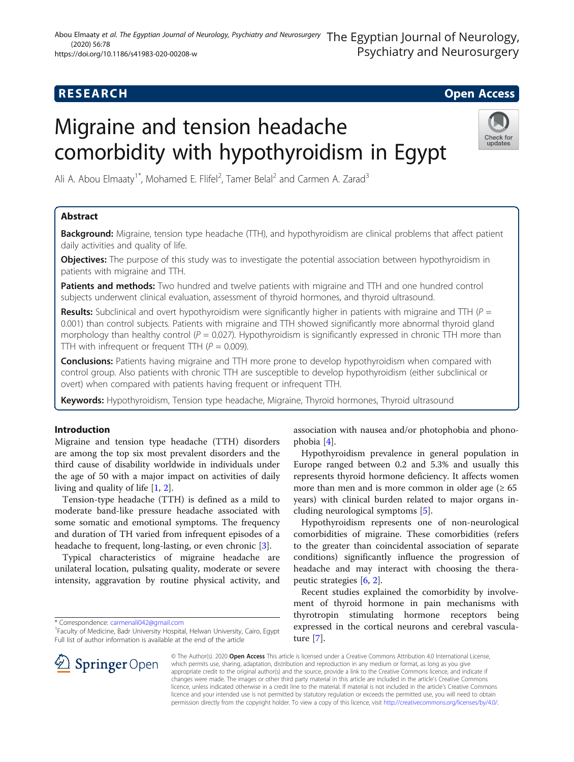RESEARCH

Open Access

# Migraine and tension headache comorbidity with hypothyroidism in Egypt

Ali A. Abou Elmaaty[1*], Mohamed E. Flifel[2], Tamer Belal[2] and Carmen A. Zarad[3]

## Abstract

**Background:** Migraine, tension type headache (TTH), and hypothyroidism are clinical problems that affect patient daily activities and quality of life.

**Objectives:** The purpose of this study was to investigate the potential association between hypothyroidism in patients with migraine and TTH.

**Patients and methods:** Two hundred and twelve patients with migraine and TTH and one hundred control subjects underwent clinical evaluation, assessment of thyroid hormones, and thyroid ultrasound.

**Results:** Subclinical and overt hypothyroidism were significantly higher in patients with migraine and TTH ($P$ = 0.001) than control subjects. Patients with migraine and TTH showed significantly more abnormal thyroid gland morphology than healthy control ($P$ = 0.027). Hypothyroidism is significantly expressed in chronic TTH more than TTH with infrequent or frequent TTH ($P$ = 0.009).

**Conclusions:** Patients having migraine and TTH more prone to develop hypothyroidism when compared with control group. Also patients with chronic TTH are susceptible to develop hypothyroidism (either subclinical or overt) when compared with patients having frequent or infrequent TTH.

**Keywords:** Hypothyroidism, Tension type headache, Migraine, Thyroid hormones, Thyroid ultrasound

## Introduction

Migraine and tension type headache (TTH) disorders are among the top six most prevalent disorders and the third cause of disability worldwide in individuals under the age of 50 with a major impact on activities of daily living and quality of life [1, 2].

Tension-type headache (TTH) is defined as a mild to moderate band-like pressure headache associated with some somatic and emotional symptoms. The frequency and duration of TH varied from infrequent episodes of a headache to frequent, long-lasting, or even chronic [3].

Typical characteristics of migraine headache are unilateral location, pulsating quality, moderate or severe intensity, aggravation by routine physical activity, and association with nausea and/or photophobia and phonophobia [4].

Hypothyroidism prevalence in general population in Europe ranged between 0.2 and 5.3% and usually this represents thyroid hormone deficiency. It affects women more than men and is more common in older age (≥ 65 years) with clinical burden related to major organs including neurological symptoms [5].

Hypothyroidism represents one of non-neurological comorbidities of migraine. These comorbidities (refers to the greater than coincidental association of separate conditions) significantly influence the progression of headache and may interact with choosing the therapeutic strategies [6, 2].

Recent studies explained the comorbidity by involvement of thyroid hormone in pain mechanisms with thyrotropin stimulating hormone receptors being expressed in the cortical neurons and cerebral vasculature [7].

* Correspondence: carmenali042@gmail.com
[1]Faculty of Medicine, Badr University Hospital, Helwan University, Cairo, Egypt
Full list of author information is available at the end of the article

© The Author(s). 2020 **Open Access** This article is licensed under a Creative Commons Attribution 4.0 International License, which permits use, sharing, adaptation, distribution and reproduction in any medium or format, as long as you give appropriate credit to the original author(s) and the source, provide a link to the Creative Commons licence, and indicate if changes were made. The images or other third party material in this article are included in the article's Creative Commons licence, unless indicated otherwise in a credit line to the material. If material is not included in the article's Creative Commons licence and your intended use is not permitted by statutory regulation or exceeds the permitted use, you will need to obtain permission directly from the copyright holder. To view a copy of this licence, visit http://creativecommons.org/licenses/by/4.0/.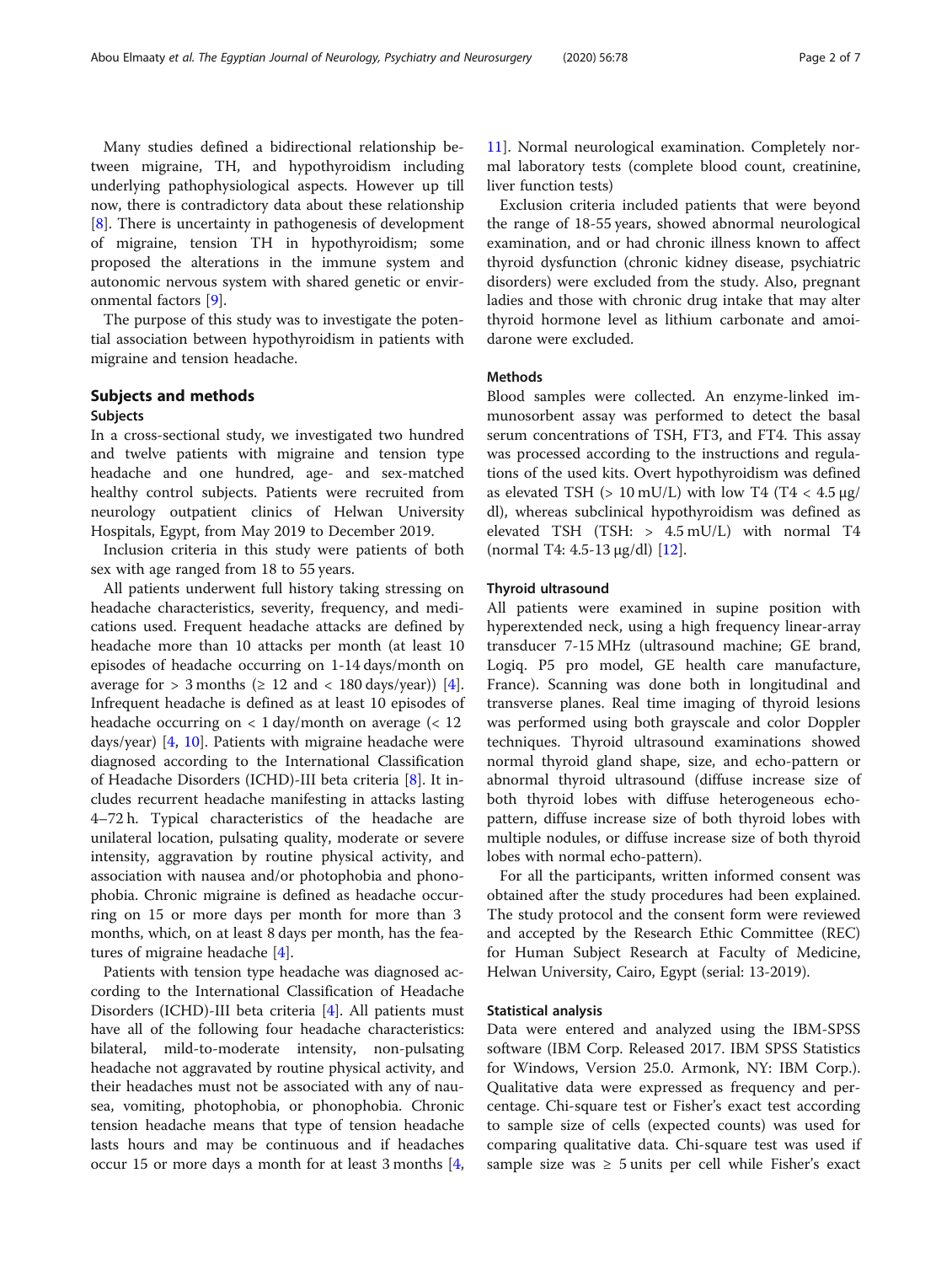Many studies defined a bidirectional relationship between migraine, TH, and hypothyroidism including underlying pathophysiological aspects. However up till now, there is contradictory data about these relationship [8]. There is uncertainty in pathogenesis of development of migraine, tension TH in hypothyroidism; some proposed the alterations in the immune system and autonomic nervous system with shared genetic or environmental factors [9].

The purpose of this study was to investigate the potential association between hypothyroidism in patients with migraine and tension headache.

## Subjects and methods

### Subjects

In a cross-sectional study, we investigated two hundred and twelve patients with migraine and tension type headache and one hundred, age- and sex-matched healthy control subjects. Patients were recruited from neurology outpatient clinics of Helwan University Hospitals, Egypt, from May 2019 to December 2019.

Inclusion criteria in this study were patients of both sex with age ranged from 18 to 55 years.

All patients underwent full history taking stressing on headache characteristics, severity, frequency, and medications used. Frequent headache attacks are defined by headache more than 10 attacks per month (at least 10 episodes of headache occurring on 1-14 days/month on average for > 3 months (≥ 12 and < 180 days/year)) [4]. Infrequent headache is defined as at least 10 episodes of headache occurring on < 1 day/month on average (< 12 days/year) [4, 10]. Patients with migraine headache were diagnosed according to the International Classification of Headache Disorders (ICHD)-III beta criteria [8]. It includes recurrent headache manifesting in attacks lasting 4–72 h. Typical characteristics of the headache are unilateral location, pulsating quality, moderate or severe intensity, aggravation by routine physical activity, and association with nausea and/or photophobia and phonophobia. Chronic migraine is defined as headache occurring on 15 or more days per month for more than 3 months, which, on at least 8 days per month, has the features of migraine headache [4].

Patients with tension type headache was diagnosed according to the International Classification of Headache Disorders (ICHD)-III beta criteria [4]. All patients must have all of the following four headache characteristics: bilateral, mild-to-moderate intensity, non-pulsating headache not aggravated by routine physical activity, and their headaches must not be associated with any of nausea, vomiting, photophobia, or phonophobia. Chronic tension headache means that type of tension headache lasts hours and may be continuous and if headaches occur 15 or more days a month for at least 3 months [4, 11]. Normal neurological examination. Completely normal laboratory tests (complete blood count, creatinine, liver function tests)

Exclusion criteria included patients that were beyond the range of 18-55 years, showed abnormal neurological examination, and or had chronic illness known to affect thyroid dysfunction (chronic kidney disease, psychiatric disorders) were excluded from the study. Also, pregnant ladies and those with chronic drug intake that may alter thyroid hormone level as lithium carbonate and amoidarone were excluded.

### Methods

Blood samples were collected. An enzyme-linked immunosorbent assay was performed to detect the basal serum concentrations of TSH, FT3, and FT4. This assay was processed according to the instructions and regulations of the used kits. Overt hypothyroidism was defined as elevated TSH (> 10 mU/L) with low T4 (T4 < 4.5 μg/dl), whereas subclinical hypothyroidism was defined as elevated TSH (TSH: > 4.5 mU/L) with normal T4 (normal T4: 4.5-13 μg/dl) [12].

### Thyroid ultrasound

All patients were examined in supine position with hyperextended neck, using a high frequency linear-array transducer 7-15 MHz (ultrasound machine; GE brand, Logiq. P5 pro model, GE health care manufacture, France). Scanning was done both in longitudinal and transverse planes. Real time imaging of thyroid lesions was performed using both grayscale and color Doppler techniques. Thyroid ultrasound examinations showed normal thyroid gland shape, size, and echo-pattern or abnormal thyroid ultrasound (diffuse increase size of both thyroid lobes with diffuse heterogeneous echo-pattern, diffuse increase size of both thyroid lobes with multiple nodules, or diffuse increase size of both thyroid lobes with normal echo-pattern).

For all the participants, written informed consent was obtained after the study procedures had been explained. The study protocol and the consent form were reviewed and accepted by the Research Ethic Committee (REC) for Human Subject Research at Faculty of Medicine, Helwan University, Cairo, Egypt (serial: 13-2019).

### Statistical analysis

Data were entered and analyzed using the IBM-SPSS software (IBM Corp. Released 2017. IBM SPSS Statistics for Windows, Version 25.0. Armonk, NY: IBM Corp.). Qualitative data were expressed as frequency and percentage. Chi-square test or Fisher's exact test according to sample size of cells (expected counts) was used for comparing qualitative data. Chi-square test was used if sample size was ≥ 5 units per cell while Fisher's exact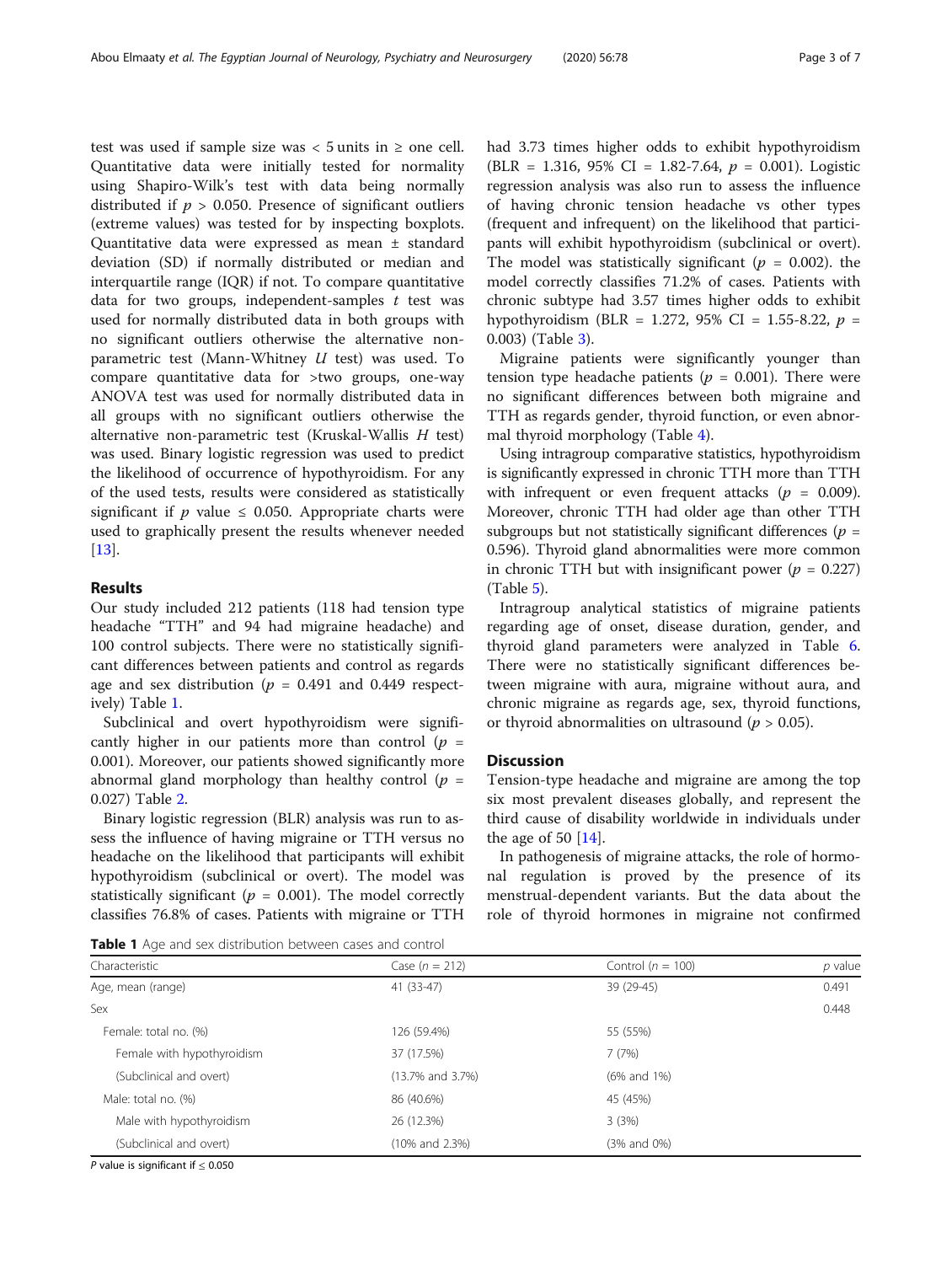test was used if sample size was < 5 units in ≥ one cell. Quantitative data were initially tested for normality using Shapiro-Wilk's test with data being normally distributed if $p > 0.050$. Presence of significant outliers (extreme values) was tested for by inspecting boxplots. Quantitative data were expressed as mean ± standard deviation (SD) if normally distributed or median and interquartile range (IQR) if not. To compare quantitative data for two groups, independent-samples $t$ test was used for normally distributed data in both groups with no significant outliers otherwise the alternative non-parametric test (Mann-Whitney $U$ test) was used. To compare quantitative data for >two groups, one-way ANOVA test was used for normally distributed data in all groups with no significant outliers otherwise the alternative non-parametric test (Kruskal-Wallis $H$ test) was used. Binary logistic regression was used to predict the likelihood of occurrence of hypothyroidism. For any of the used tests, results were considered as statistically significant if $p$ value ≤ 0.050. Appropriate charts were used to graphically present the results whenever needed [13].

## Results

Our study included 212 patients (118 had tension type headache "TTH" and 94 had migraine headache) and 100 control subjects. There were no statistically significant differences between patients and control as regards age and sex distribution ($p$ = 0.491 and 0.449 respectively) Table 1.

Subclinical and overt hypothyroidism were significantly higher in our patients more than control ($p$ = 0.001). Moreover, our patients showed significantly more abnormal gland morphology than healthy control ($p$ = 0.027) Table 2.

Binary logistic regression (BLR) analysis was run to assess the influence of having migraine or TTH versus no headache on the likelihood that participants will exhibit hypothyroidism (subclinical or overt). The model was statistically significant ($p$ = 0.001). The model correctly classifies 76.8% of cases. Patients with migraine or TTH had 3.73 times higher odds to exhibit hypothyroidism (BLR = 1.316, 95% CI = 1.82-7.64, $p$ = 0.001). Logistic regression analysis was also run to assess the influence of having chronic tension headache vs other types (frequent and infrequent) on the likelihood that participants will exhibit hypothyroidism (subclinical or overt). The model was statistically significant ($p$ = 0.002). the model correctly classifies 71.2% of cases. Patients with chronic subtype had 3.57 times higher odds to exhibit hypothyroidism (BLR = 1.272, 95% CI = 1.55-8.22, $p$ = 0.003) (Table 3).

Migraine patients were significantly younger than tension type headache patients ($p$ = 0.001). There were no significant differences between both migraine and TTH as regards gender, thyroid function, or even abnormal thyroid morphology (Table 4).

Using intragroup comparative statistics, hypothyroidism is significantly expressed in chronic TTH more than TTH with infrequent or even frequent attacks ($p$ = 0.009). Moreover, chronic TTH had older age than other TTH subgroups but not statistically significant differences ($p$ = 0.596). Thyroid gland abnormalities were more common in chronic TTH but with insignificant power ($p$ = 0.227) (Table 5).

Intragroup analytical statistics of migraine patients regarding age of onset, disease duration, gender, and thyroid gland parameters were analyzed in Table 6. There were no statistically significant differences between migraine with aura, migraine without aura, and chronic migraine as regards age, sex, thyroid functions, or thyroid abnormalities on ultrasound ($p$ > 0.05).

## Discussion

Tension-type headache and migraine are among the top six most prevalent diseases globally, and represent the third cause of disability worldwide in individuals under the age of 50 [14].

In pathogenesis of migraine attacks, the role of hormonal regulation is proved by the presence of its menstrual-dependent variants. But the data about the role of thyroid hormones in migraine not confirmed

**Table 1** Age and sex distribution between cases and control

| Characteristic | Case ($n$ = 212) | Control ($n$ = 100) | $p$ value |
|---|---|---|---|
| Age, mean (range) | 41 (33-47) | 39 (29-45) | 0.491 |
| Sex | | | 0.448 |
| Female: total no. (%) | 126 (59.4%) | 55 (55%) | |
| Female with hypothyroidism | 37 (17.5%) | 7 (7%) | |
| (Subclinical and overt) | (13.7% and 3.7%) | (6% and 1%) | |
| Male: total no. (%) | 86 (40.6%) | 45 (45%) | |
| Male with hypothyroidism | 26 (12.3%) | 3 (3%) | |
| (Subclinical and overt) | (10% and 2.3%) | (3% and 0%) | |

$P$ value is significant if ≤ 0.050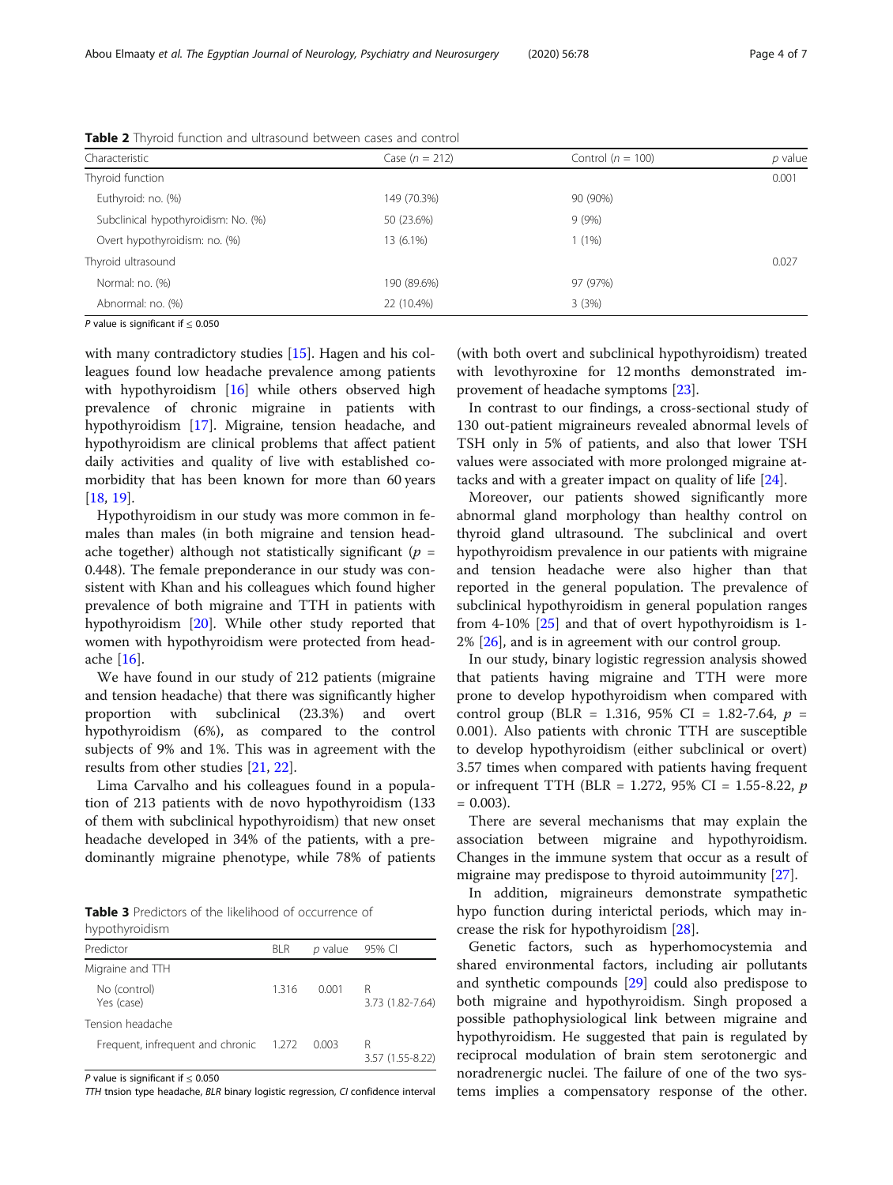**Table 2** Thyroid function and ultrasound between cases and control

| Characteristic | Case ($n$ = 212) | Control ($n$ = 100) | $p$ value |
|---|---|---|---|
| Thyroid function | | | 0.001 |
| Euthyroid: no. (%) | 149 (70.3%) | 90 (90%) | |
| Subclinical hypothyroidism: No. (%) | 50 (23.6%) | 9 (9%) | |
| Overt hypothyroidism: no. (%) | 13 (6.1%) | 1 (1%) | |
| Thyroid ultrasound | | | 0.027 |
| Normal: no. (%) | 190 (89.6%) | 97 (97%) | |
| Abnormal: no. (%) | 22 (10.4%) | 3 (3%) | |

*P* value is significant if ≤ 0.050

with many contradictory studies [15]. Hagen and his colleagues found low headache prevalence among patients with hypothyroidism [16] while others observed high prevalence of chronic migraine in patients with hypothyroidism [17]. Migraine, tension headache, and hypothyroidism are clinical problems that affect patient daily activities and quality of live with established comorbidity that has been known for more than 60 years [18, 19].

Hypothyroidism in our study was more common in females than males (in both migraine and tension headache together) although not statistically significant ($p$ = 0.448). The female preponderance in our study was consistent with Khan and his colleagues which found higher prevalence of both migraine and TTH in patients with hypothyroidism [20]. While other study reported that women with hypothyroidism were protected from headache [16].

We have found in our study of 212 patients (migraine and tension headache) that there was significantly higher proportion with subclinical (23.3%) and overt hypothyroidism (6%), as compared to the control subjects of 9% and 1%. This was in agreement with the results from other studies [21, 22].

Lima Carvalho and his colleagues found in a population of 213 patients with de novo hypothyroidism (133 of them with subclinical hypothyroidism) that new onset headache developed in 34% of the patients, with a predominantly migraine phenotype, while 78% of patients (with both overt and subclinical hypothyroidism) treated with levothyroxine for 12 months demonstrated improvement of headache symptoms [23].

**Table 3** Predictors of the likelihood of occurrence of hypothyroidism

| Predictor | BLR | $p$ value | 95% CI |
|---|---|---|---|
| Migraine and TTH | | | |
| No (control)<br>Yes (case) | 1.316 | 0.001 | R<br>3.73 (1.82-7.64) |
| Tension headache | | | |
| Frequent, infrequent and chronic | 1.272 | 0.003 | R<br>3.57 (1.55-8.22) |

*P* value is significant if ≤ 0.050

*TTH* tnsion type headache, *BLR* binary logistic regression, *CI* confidence interval

In contrast to our findings, a cross-sectional study of 130 out-patient migraineurs revealed abnormal levels of TSH only in 5% of patients, and also that lower TSH values were associated with more prolonged migraine attacks and with a greater impact on quality of life [24].

Moreover, our patients showed significantly more abnormal gland morphology than healthy control on thyroid gland ultrasound. The subclinical and overt hypothyroidism prevalence in our patients with migraine and tension headache were also higher than that reported in the general population. The prevalence of subclinical hypothyroidism in general population ranges from 4-10% [25] and that of overt hypothyroidism is 1-2% [26], and is in agreement with our control group.

In our study, binary logistic regression analysis showed that patients having migraine and TTH were more prone to develop hypothyroidism when compared with control group (BLR = 1.316, 95% CI = 1.82-7.64, $p$ = 0.001). Also patients with chronic TTH are susceptible to develop hypothyroidism (either subclinical or overt) 3.57 times when compared with patients having frequent or infrequent TTH (BLR = 1.272, 95% CI = 1.55-8.22, $p$ = 0.003).

There are several mechanisms that may explain the association between migraine and hypothyroidism. Changes in the immune system that occur as a result of migraine may predispose to thyroid autoimmunity [27].

In addition, migraineurs demonstrate sympathetic hypo function during interictal periods, which may increase the risk for hypothyroidism [28].

Genetic factors, such as hyperhomocystemia and shared environmental factors, including air pollutants and synthetic compounds [29] could also predispose to both migraine and hypothyroidism. Singh proposed a possible pathophysiological link between migraine and hypothyroidism. He suggested that pain is regulated by reciprocal modulation of brain stem serotonergic and noradrenergic nuclei. The failure of one of the two systems implies a compensatory response of the other.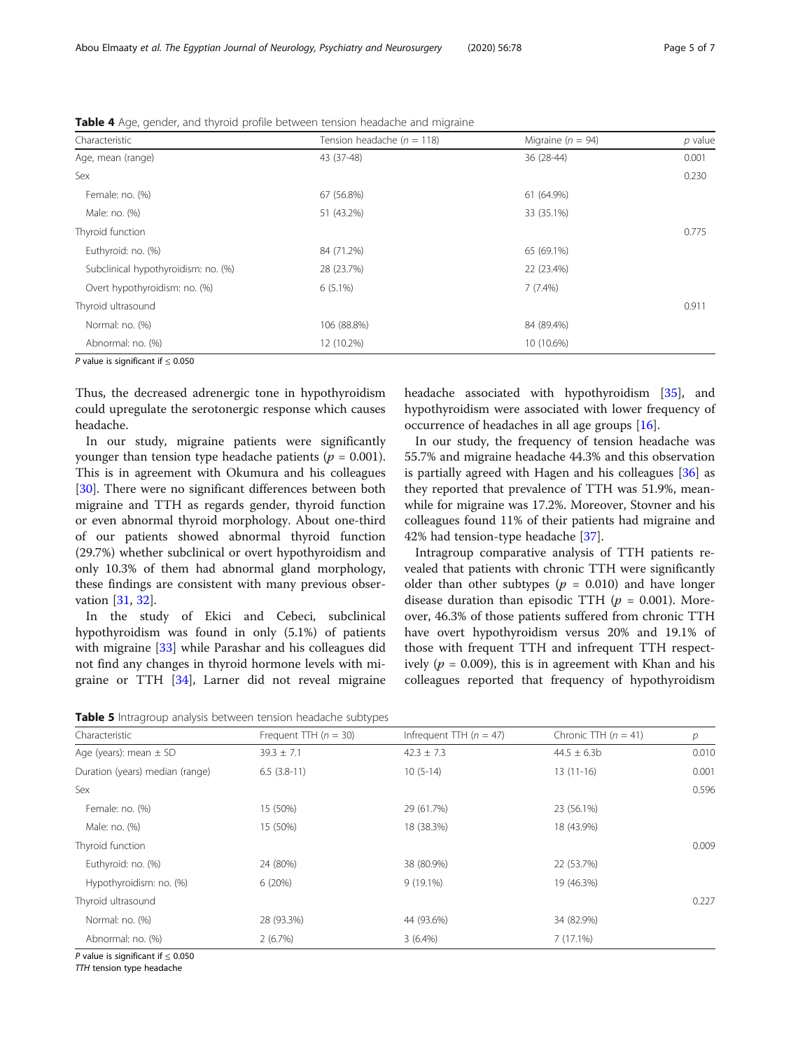**Table 4** Age, gender, and thyroid profile between tension headache and migraine

| Characteristic | Tension headache ($n$ = 118) | Migraine ($n$ = 94) | $p$ value |
|---|---|---|---|
| Age, mean (range) | 43 (37-48) | 36 (28-44) | 0.001 |
| Sex | | | 0.230 |
| Female: no. (%) | 67 (56.8%) | 61 (64.9%) | |
| Male: no. (%) | 51 (43.2%) | 33 (35.1%) | |
| Thyroid function | | | 0.775 |
| Euthyroid: no. (%) | 84 (71.2%) | 65 (69.1%) | |
| Subclinical hypothyroidism: no. (%) | 28 (23.7%) | 22 (23.4%) | |
| Overt hypothyroidism: no. (%) | 6 (5.1%) | 7 (7.4%) | |
| Thyroid ultrasound | | | 0.911 |
| Normal: no. (%) | 106 (88.8%) | 84 (89.4%) | |
| Abnormal: no. (%) | 12 (10.2%) | 10 (10.6%) | |

*P* value is significant if ≤ 0.050

Thus, the decreased adrenergic tone in hypothyroidism could upregulate the serotonergic response which causes headache.

In our study, migraine patients were significantly younger than tension type headache patients ($p$ = 0.001). This is in agreement with Okumura and his colleagues [30]. There were no significant differences between both migraine and TTH as regards gender, thyroid function or even abnormal thyroid morphology. About one-third of our patients showed abnormal thyroid function (29.7%) whether subclinical or overt hypothyroidism and only 10.3% of them had abnormal gland morphology, these findings are consistent with many previous observation [31, 32].

In the study of Ekici and Cebeci, subclinical hypothyroidism was found in only (5.1%) of patients with migraine [33] while Parashar and his colleagues did not find any changes in thyroid hormone levels with migraine or TTH [34], Larner did not reveal migraine headache associated with hypothyroidism [35], and hypothyroidism were associated with lower frequency of occurrence of headaches in all age groups [16].

In our study, the frequency of tension headache was 55.7% and migraine headache 44.3% and this observation is partially agreed with Hagen and his colleagues [36] as they reported that prevalence of TTH was 51.9%, meanwhile for migraine was 17.2%. Moreover, Stovner and his colleagues found 11% of their patients had migraine and 42% had tension-type headache [37].

Intragroup comparative analysis of TTH patients revealed that patients with chronic TTH were significantly older than other subtypes ($p$ = 0.010) and have longer disease duration than episodic TTH ($p$ = 0.001). Moreover, 46.3% of those patients suffered from chronic TTH have overt hypothyroidism versus 20% and 19.1% of those with frequent TTH and infrequent TTH respectively ($p$ = 0.009), this is in agreement with Khan and his colleagues reported that frequency of hypothyroidism

**Table 5** Intragroup analysis between tension headache subtypes

| Characteristic | Frequent TTH ($n$ = 30) | Infrequent TTH ($n$ = 47) | Chronic TTH ($n$ = 41) | $p$ |
|---|---|---|---|---|
| Age (years): mean ± SD | 39.3 ± 7.1 | 42.3 ± 7.3 | 44.5 ± 6.3b | 0.010 |
| Duration (years) median (range) | 6.5 (3.8-11) | 10 (5-14) | 13 (11-16) | 0.001 |
| Sex | | | | 0.596 |
| Female: no. (%) | 15 (50%) | 29 (61.7%) | 23 (56.1%) | |
| Male: no. (%) | 15 (50%) | 18 (38.3%) | 18 (43.9%) | |
| Thyroid function | | | | 0.009 |
| Euthyroid: no. (%) | 24 (80%) | 38 (80.9%) | 22 (53.7%) | |
| Hypothyroidism: no. (%) | 6 (20%) | 9 (19.1%) | 19 (46.3%) | |
| Thyroid ultrasound | | | | 0.227 |
| Normal: no. (%) | 28 (93.3%) | 44 (93.6%) | 34 (82.9%) | |
| Abnormal: no. (%) | 2 (6.7%) | 3 (6.4%) | 7 (17.1%) | |

*P* value is significant if ≤ 0.050

*TTH* tension type headache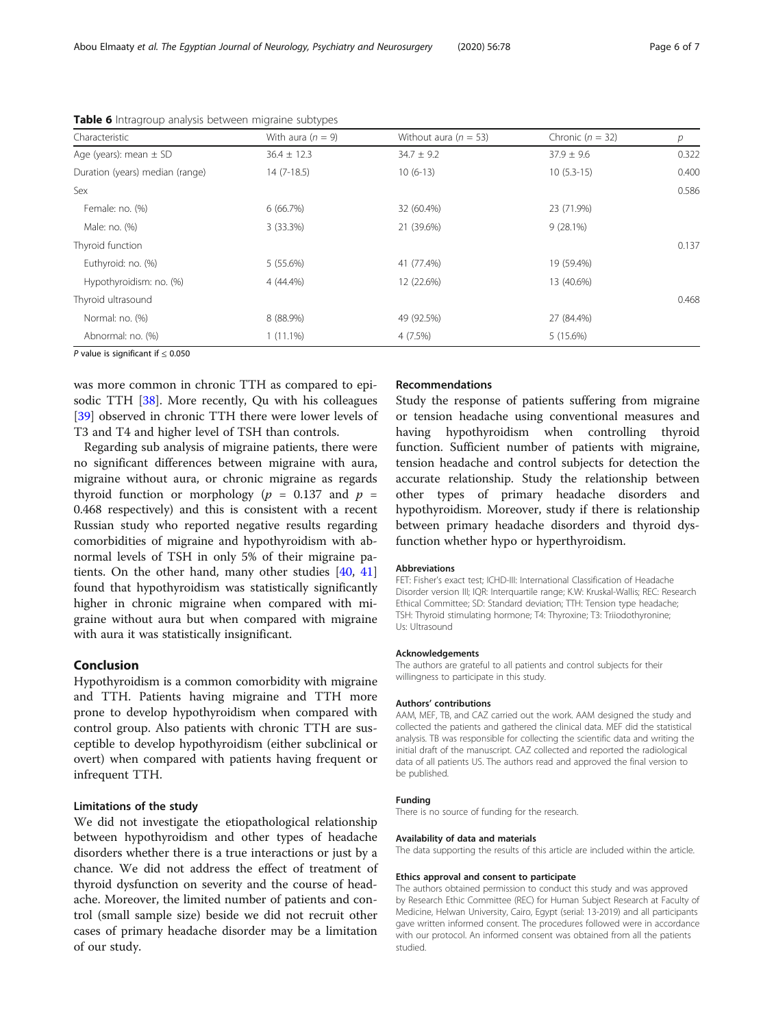**Table 6** Intragroup analysis between migraine subtypes

| Characteristic | With aura (n = 9) | Without aura (n = 53) | Chronic (n = 32) | p |
|---|---|---|---|---|
| Age (years): mean ± SD | 36.4 ± 12.3 | 34.7 ± 9.2 | 37.9 ± 9.6 | 0.322 |
| Duration (years) median (range) | 14 (7-18.5) | 10 (6-13) | 10 (5.3-15) | 0.400 |
| Sex | | | | 0.586 |
| Female: no. (%) | 6 (66.7%) | 32 (60.4%) | 23 (71.9%) | |
| Male: no. (%) | 3 (33.3%) | 21 (39.6%) | 9 (28.1%) | |
| Thyroid function | | | | 0.137 |
| Euthyroid: no. (%) | 5 (55.6%) | 41 (77.4%) | 19 (59.4%) | |
| Hypothyroidism: no. (%) | 4 (44.4%) | 12 (22.6%) | 13 (40.6%) | |
| Thyroid ultrasound | | | | 0.468 |
| Normal: no. (%) | 8 (88.9%) | 49 (92.5%) | 27 (84.4%) | |
| Abnormal: no. (%) | 1 (11.1%) | 4 (7.5%) | 5 (15.6%) | |

*P* value is significant if ≤ 0.050

was more common in chronic TTH as compared to episodic TTH [38]. More recently, Qu with his colleagues [39] observed in chronic TTH there were lower levels of T3 and T4 and higher level of TSH than controls.

Regarding sub analysis of migraine patients, there were no significant differences between migraine with aura, migraine without aura, or chronic migraine as regards thyroid function or morphology ($p$ = 0.137 and $p$ = 0.468 respectively) and this is consistent with a recent Russian study who reported negative results regarding comorbidities of migraine and hypothyroidism with abnormal levels of TSH in only 5% of their migraine patients. On the other hand, many other studies [40, 41] found that hypothyroidism was statistically significantly higher in chronic migraine when compared with migraine without aura but when compared with migraine with aura it was statistically insignificant.

## Conclusion

Hypothyroidism is a common comorbidity with migraine and TTH. Patients having migraine and TTH more prone to develop hypothyroidism when compared with control group. Also patients with chronic TTH are susceptible to develop hypothyroidism (either subclinical or overt) when compared with patients having frequent or infrequent TTH.

### Limitations of the study

We did not investigate the etiopathological relationship between hypothyroidism and other types of headache disorders whether there is a true interactions or just by a chance. We did not address the effect of treatment of thyroid dysfunction on severity and the course of headache. Moreover, the limited number of patients and control (small sample size) beside we did not recruit other cases of primary headache disorder may be a limitation of our study.

### Recommendations

Study the response of patients suffering from migraine or tension headache using conventional measures and having hypothyroidism when controlling thyroid function. Sufficient number of patients with migraine, tension headache and control subjects for detection the accurate relationship. Study the relationship between other types of primary headache disorders and hypothyroidism. Moreover, study if there is relationship between primary headache disorders and thyroid dysfunction whether hypo or hyperthyroidism.

#### Abbreviations

FET: Fisher's exact test; ICHD-III: International Classification of Headache Disorder version III; IQR: Interquartile range; K.W: Kruskal-Wallis; REC: Research Ethical Committee; SD: Standard deviation; TTH: Tension type headache; TSH: Thyroid stimulating hormone; T4: Thyroxine; T3: Triiodothyronine; Us: Ultrasound

#### Acknowledgements

The authors are grateful to all patients and control subjects for their willingness to participate in this study.

#### Authors' contributions

AAM, MEF, TB, and CAZ carried out the work. AAM designed the study and collected the patients and gathered the clinical data. MEF did the statistical analysis. TB was responsible for collecting the scientific data and writing the initial draft of the manuscript. CAZ collected and reported the radiological data of all patients US. The authors read and approved the final version to be published.

#### Funding

There is no source of funding for the research.

#### Availability of data and materials

The data supporting the results of this article are included within the article.

#### Ethics approval and consent to participate

The authors obtained permission to conduct this study and was approved by Research Ethic Committee (REC) for Human Subject Research at Faculty of Medicine, Helwan University, Cairo, Egypt (serial: 13-2019) and all participants gave written informed consent. The procedures followed were in accordance with our protocol. An informed consent was obtained from all the patients studied.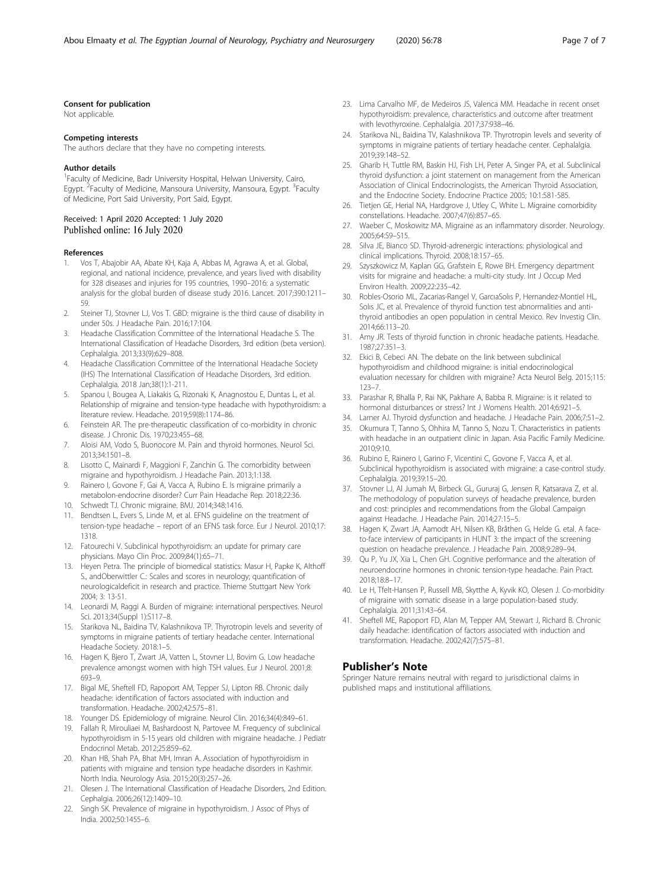### Consent for publication

Not applicable.

### Competing interests

The authors declare that they have no competing interests.

### Author details

[1]Faculty of Medicine, Badr University Hospital, Helwan University, Cairo, Egypt. [2]Faculty of Medicine, Mansoura University, Mansoura, Egypt. [3]Faculty of Medicine, Port Said University, Port Said, Egypt.

Received: 1 April 2020 Accepted: 1 July 2020
Published online: 16 July 2020

### References

1. Vos T, Abajobir AA, Abate KH, Kaja A, Abbas M, Agrawa A, et al. Global, regional, and national incidence, prevalence, and years lived with disability for 328 diseases and injuries for 195 countries, 1990–2016: a systematic analysis for the global burden of disease study 2016. Lancet. 2017;390:1211–59.
2. Steiner TJ, Stovner LJ, Vos T. GBD: migraine is the third cause of disability in under 50s. J Headache Pain. 2016;17:104.
3. Headache Classification Committee of the International Headache S. The International Classification of Headache Disorders, 3rd edition (beta version). Cephalalgia. 2013;33(9):629–808.
4. Headache Classification Committee of the International Headache Society (IHS) The International Classification of Headache Disorders, 3rd edition. Cephalalgia. 2018 Jan;38(1):1-211.
5. Spanou I, Bougea A, Liakakis G, Rizonaki K, Anagnostou E, Duntas L, et al. Relationship of migraine and tension-type headache with hypothyroidism: a literature review. Headache. 2019;59(8):1174–86.
6. Feinstein AR. The pre-therapeutic classification of co-morbidity in chronic disease. J Chronic Dis. 1970;23:455–68.
7. Aloisi AM, Vodo S, Buonocore M. Pain and thyroid hormones. Neurol Sci. 2013;34:1501–8.
8. Lisotto C, Mainardi F, Maggioni F, Zanchin G. The comorbidity between migraine and hypothyroidism. J Headache Pain. 2013;1:138.
9. Rainero I, Govone F, Gai A, Vacca A, Rubino E. Is migraine primarily a metabolon-endocrine disorder? Curr Pain Headache Rep. 2018;22:36.
10. Schwedt TJ. Chronic migraine. BMJ. 2014;348:1416.
11. Bendtsen L, Evers S, Linde M, et al. EFNS guideline on the treatment of tension-type headache – report of an EFNS task force. Eur J Neurol. 2010;17:1318.
12. Fatourechi V. Subclinical hypothyroidism: an update for primary care physicians. Mayo Clin Proc. 2009;84(1):65–71.
13. Heyen Petra. The principle of biomedical statistics: Masur H, Papke K, Althoff S., andOberwittler C.: Scales and scores in neurology; quantification of neurologicaldeficit in research and practice. Thieme Stuttgart New York 2004; 3: 13-51.
14. Leonardi M, Raggi A. Burden of migraine: international perspectives. Neurol Sci. 2013;34(Suppl 1):S117–8.
15. Starikova NL, Baidina TV, Kalashnikova TP. Thyrotropin levels and severity of symptoms in migraine patients of tertiary headache center. International Headache Society. 2018:1–5.
16. Hagen K, Bjero T, Zwart JA, Vatten L, Stovner LJ, Bovim G. Low headache prevalence amongst women with high TSH values. Eur J Neurol. 2001;8: 693–9.
17. Bigal ME, Sheftell FD, Rapoport AM, Tepper SJ, Lipton RB. Chronic daily headache: identification of factors associated with induction and transformation. Headache. 2002;42:575–81.
18. Younger DS. Epidemiology of migraine. Neurol Clin. 2016;34(4):849–61.
19. Fallah R, Mirouliaei M, Bashardoost N, Partovee M. Frequency of subclinical hypothyroidism in 5-15 years old children with migraine headache. J Pediatr Endocrinol Metab. 2012;25:859–62.
20. Khan HB, Shah PA, Bhat MH, Imran A. Association of hypothyroidism in patients with migraine and tension type headache disorders in Kashmir. North India. Neurology Asia. 2015;20(3):257–26.
21. Olesen J. The International Classification of Headache Disorders, 2nd Edition. Cephalgia. 2006;26(12):1409–10.
22. Singh SK. Prevalence of migraine in hypothyroidism. J Assoc of Phys of India. 2002;50:1455–6.
23. Lima Carvalho MF, de Medeiros JS, Valenca MM. Headache in recent onset hypothyroidism: prevalence, characteristics and outcome after treatment with levothyroxine. Cephalalgia. 2017;37:938–46.
24. Starikova NL, Baidina TV, Kalashnikova TP. Thyrotropin levels and severity of symptoms in migraine patients of tertiary headache center. Cephalalgia. 2019;39:148–52.
25. Gharib H, Tuttle RM, Baskin HJ, Fish LH, Peter A. Singer PA, et al. Subclinical thyroid dysfunction: a joint statement on management from the American Association of Clinical Endocrinologists, the American Thyroid Association, and the Endocrine Society. Endocrine Practice 2005; 10:1:581-585.
26. Tietjen GE, Herial NA, Hardgrove J, Utley C, White L. Migraine comorbidity constellations. Headache. 2007;47(6):857–65.
27. Waeber C, Moskowitz MA. Migraine as an inflammatory disorder. Neurology. 2005;64:S9–S15.
28. Silva JE, Bianco SD. Thyroid-adrenergic interactions: physiological and clinical implications. Thyroid. 2008;18:157–65.
29. Szyszkowicz M, Kaplan GG, Grafstein E, Rowe BH. Emergency department visits for migraine and headache: a multi-city study. Int J Occup Med Environ Health. 2009;22:235–42.
30. Robles-Osorio ML, Zacarias-Rangel V, GarcıaSolıs P, Hernandez-Montiel HL, Solıs JC, et al. Prevalence of thyroid function test abnormalities and anti-thyroid antibodies an open population in central Mexico. Rev Investig Clin. 2014;66:113–20.
31. Amy JR. Tests of thyroid function in chronic headache patients. Headache. 1987;27:351–3.
32. Ekici B, Cebeci AN. The debate on the link between subclinical hypothyroidism and childhood migraine: is initial endocrinological evaluation necessary for children with migraine? Acta Neurol Belg. 2015;115: 123–7.
33. Parashar R, Bhalla P, Rai NK, Pakhare A, Babba R. Migraine: is it related to hormonal disturbances or stress? Int J Womens Health. 2014;6:921–5.
34. Larner AJ. Thyroid dysfunction and headache. J Headache Pain. 2006;7:51–2.
35. Okumura T, Tanno S, Ohhira M, Tanno S, Nozu T. Characteristics in patients with headache in an outpatient clinic in Japan. Asia Pacific Family Medicine. 2010;9:10.
36. Rubino E, Rainero I, Garino F, Vicentini C, Govone F, Vacca A, et al. Subclinical hypothyroidism is associated with migraine: a case-control study. Cephalalgia. 2019;39:15–20.
37. Stovner LJ, Al Jumah M, Birbeck GL, Gururaj G, Jensen R, Katsarava Z, et al. The methodology of population surveys of headache prevalence, burden and cost: principles and recommendations from the Global Campaign against Headache. J Headache Pain. 2014;27:15–5.
38. Hagen K, Zwart JA, Aamodt AH, Nilsen KB, Bråthen G, Helde G. etal. A face-to-face interview of participants in HUNT 3: the impact of the screening question on headache prevalence. J Headache Pain. 2008;9:289–94.
39. Qu P, Yu JX, Xia L, Chen GH. Cognitive performance and the alteration of neuroendocrine hormones in chronic tension-type headache. Pain Pract. 2018;18:8–17.
40. Le H, Tfelt-Hansen P, Russell MB, Skytthe A, Kyvik KO, Olesen J. Co-morbidity of migraine with somatic disease in a large population-based study. Cephalalgia. 2011;31:43–64.
41. Sheftell ME, Rapoport FD, Alan M, Tepper AM, Stewart J, Richard B. Chronic daily headache: identification of factors associated with induction and transformation. Headache. 2002;42(7):575–81.

## Publisher's Note

Springer Nature remains neutral with regard to jurisdictional claims in published maps and institutional affiliations.